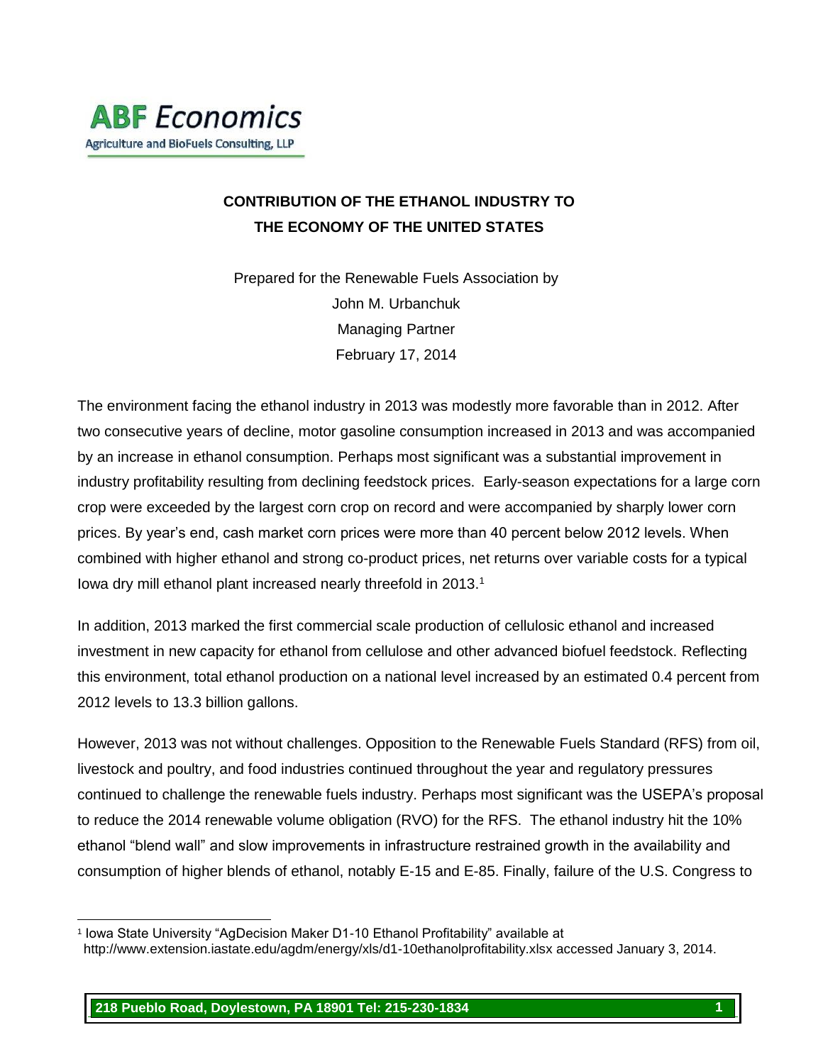**ABF** *Economics*

Agriculture and BioFuels Consulting, LLP

## CONTRIBUTION OF THE ETHANOL INDUSTRY TO THE ECONOMY OF THE UNITED STATES

Prepared for the Renewable Fuels Association by
John M. Urbanchuk
Managing Partner
February 17, 2014

The environment facing the ethanol industry in 2013 was modestly more favorable than in 2012. After two consecutive years of decline, motor gasoline consumption increased in 2013 and was accompanied by an increase in ethanol consumption. Perhaps most significant was a substantial improvement in industry profitability resulting from declining feedstock prices. Early-season expectations for a large corn crop were exceeded by the largest corn crop on record and were accompanied by sharply lower corn prices. By year's end, cash market corn prices were more than 40 percent below 2012 levels. When combined with higher ethanol and strong co-product prices, net returns over variable costs for a typical Iowa dry mill ethanol plant increased nearly threefold in 2013.[1]

In addition, 2013 marked the first commercial scale production of cellulosic ethanol and increased investment in new capacity for ethanol from cellulose and other advanced biofuel feedstock. Reflecting this environment, total ethanol production on a national level increased by an estimated 0.4 percent from 2012 levels to 13.3 billion gallons.

However, 2013 was not without challenges. Opposition to the Renewable Fuels Standard (RFS) from oil, livestock and poultry, and food industries continued throughout the year and regulatory pressures continued to challenge the renewable fuels industry. Perhaps most significant was the USEPA's proposal to reduce the 2014 renewable volume obligation (RVO) for the RFS. The ethanol industry hit the 10% ethanol "blend wall" and slow improvements in infrastructure restrained growth in the availability and consumption of higher blends of ethanol, notably E-15 and E-85. Finally, failure of the U.S. Congress to

---

[1] Iowa State University "AgDecision Maker D1-10 Ethanol Profitability" available at http://www.extension.iastate.edu/agdm/energy/xls/d1-10ethanolprofitability.xlsx accessed January 3, 2014.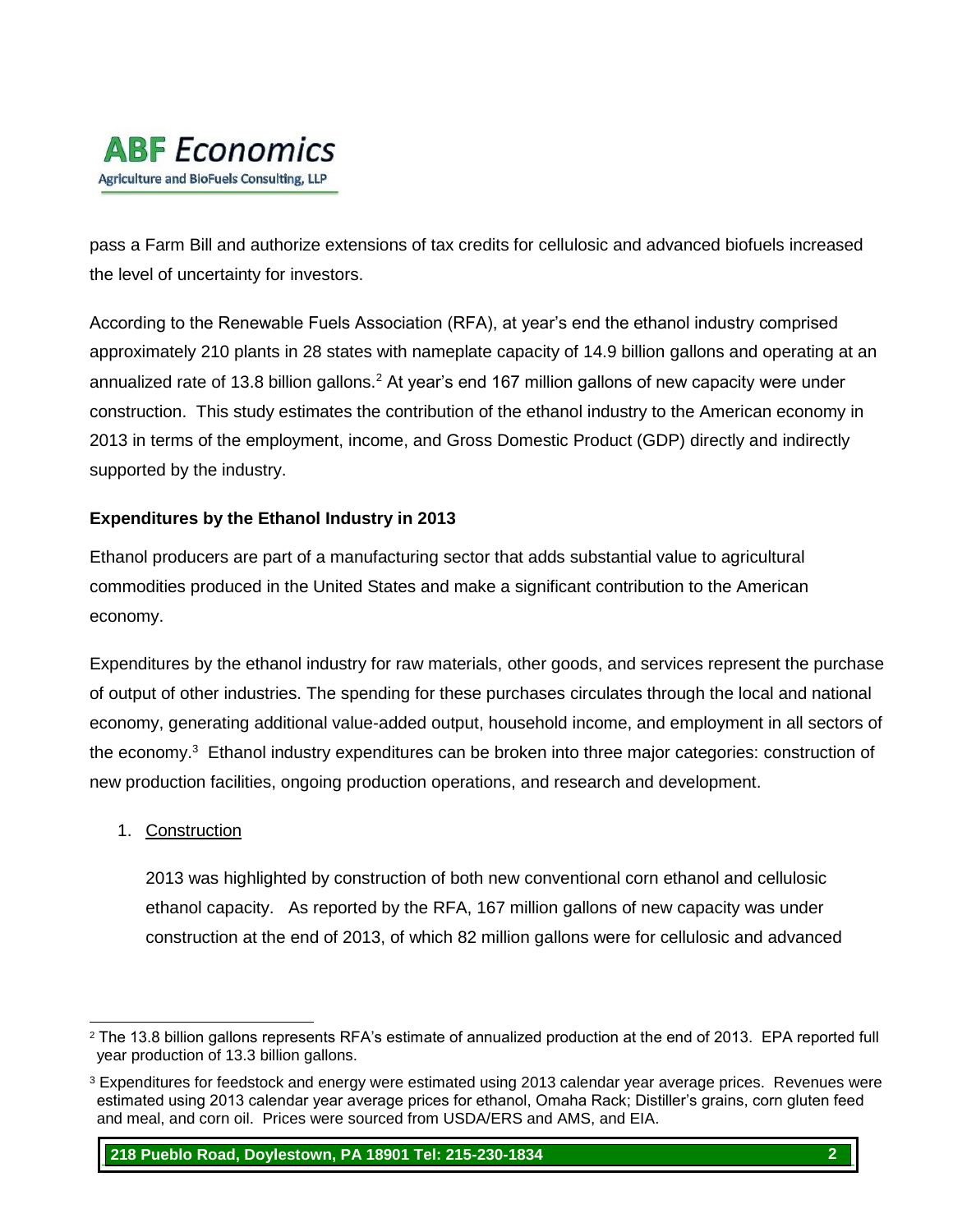pass a Farm Bill and authorize extensions of tax credits for cellulosic and advanced biofuels increased the level of uncertainty for investors.

According to the Renewable Fuels Association (RFA), at year's end the ethanol industry comprised approximately 210 plants in 28 states with nameplate capacity of 14.9 billion gallons and operating at an annualized rate of 13.8 billion gallons.[2] At year's end 167 million gallons of new capacity were under construction. This study estimates the contribution of the ethanol industry to the American economy in 2013 in terms of the employment, income, and Gross Domestic Product (GDP) directly and indirectly supported by the industry.

**Expenditures by the Ethanol Industry in 2013**

Ethanol producers are part of a manufacturing sector that adds substantial value to agricultural commodities produced in the United States and make a significant contribution to the American economy.

Expenditures by the ethanol industry for raw materials, other goods, and services represent the purchase of output of other industries. The spending for these purchases circulates through the local and national economy, generating additional value-added output, household income, and employment in all sectors of the economy.[3] Ethanol industry expenditures can be broken into three major categories: construction of new production facilities, ongoing production operations, and research and development.

1. Construction

   2013 was highlighted by construction of both new conventional corn ethanol and cellulosic ethanol capacity. As reported by the RFA, 167 million gallons of new capacity was under construction at the end of 2013, of which 82 million gallons were for cellulosic and advanced

---

[2] The 13.8 billion gallons represents RFA's estimate of annualized production at the end of 2013. EPA reported full year production of 13.3 billion gallons.

[3] Expenditures for feedstock and energy were estimated using 2013 calendar year average prices. Revenues were estimated using 2013 calendar year average prices for ethanol, Omaha Rack; Distiller's grains, corn gluten feed and meal, and corn oil. Prices were sourced from USDA/ERS and AMS, and EIA.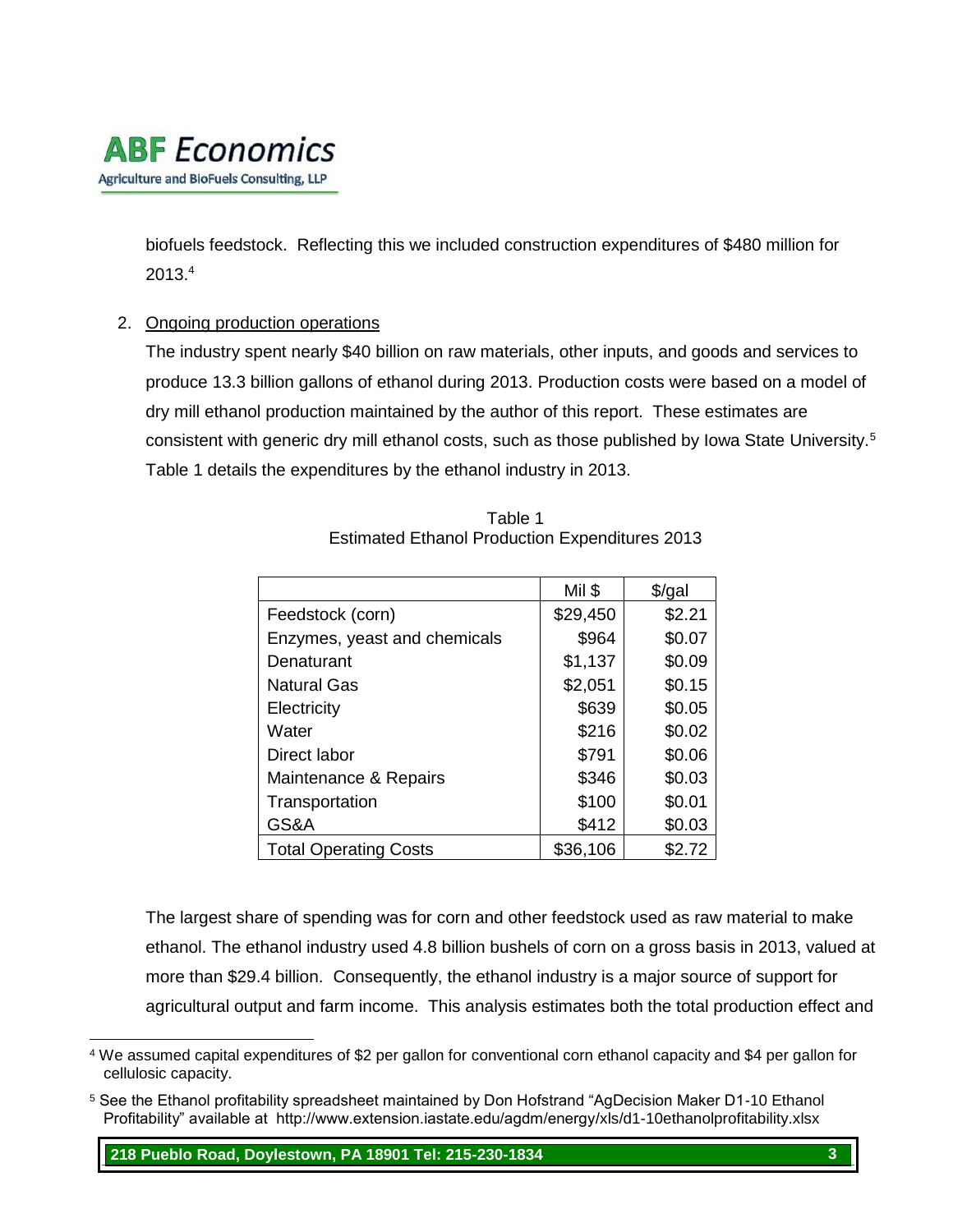biofuels feedstock. Reflecting this we included construction expenditures of $480 million for 2013.[4]

2. Ongoing production operations

The industry spent nearly $40 billion on raw materials, other inputs, and goods and services to produce 13.3 billion gallons of ethanol during 2013. Production costs were based on a model of dry mill ethanol production maintained by the author of this report. These estimates are consistent with generic dry mill ethanol costs, such as those published by Iowa State University.[5] Table 1 details the expenditures by the ethanol industry in 2013.

Table 1
Estimated Ethanol Production Expenditures 2013

| | Mil $ | $/gal |
|---|---|---|
| Feedstock (corn) | $29,450 | $2.21 |
| Enzymes, yeast and chemicals | $964 | $0.07 |
| Denaturant | $1,137 | $0.09 |
| Natural Gas | $2,051 | $0.15 |
| Electricity | $639 | $0.05 |
| Water | $216 | $0.02 |
| Direct labor | $791 | $0.06 |
| Maintenance & Repairs | $346 | $0.03 |
| Transportation | $100 | $0.01 |
| GS&A | $412 | $0.03 |
| Total Operating Costs | $36,106 | $2.72 |

The largest share of spending was for corn and other feedstock used as raw material to make ethanol. The ethanol industry used 4.8 billion bushels of corn on a gross basis in 2013, valued at more than $29.4 billion. Consequently, the ethanol industry is a major source of support for agricultural output and farm income. This analysis estimates both the total production effect and

[4] We assumed capital expenditures of $2 per gallon for conventional corn ethanol capacity and $4 per gallon for cellulosic capacity.

[5] See the Ethanol profitability spreadsheet maintained by Don Hofstrand "AgDecision Maker D1-10 Ethanol Profitability" available at http://www.extension.iastate.edu/agdm/energy/xls/d1-10ethanolprofitability.xlsx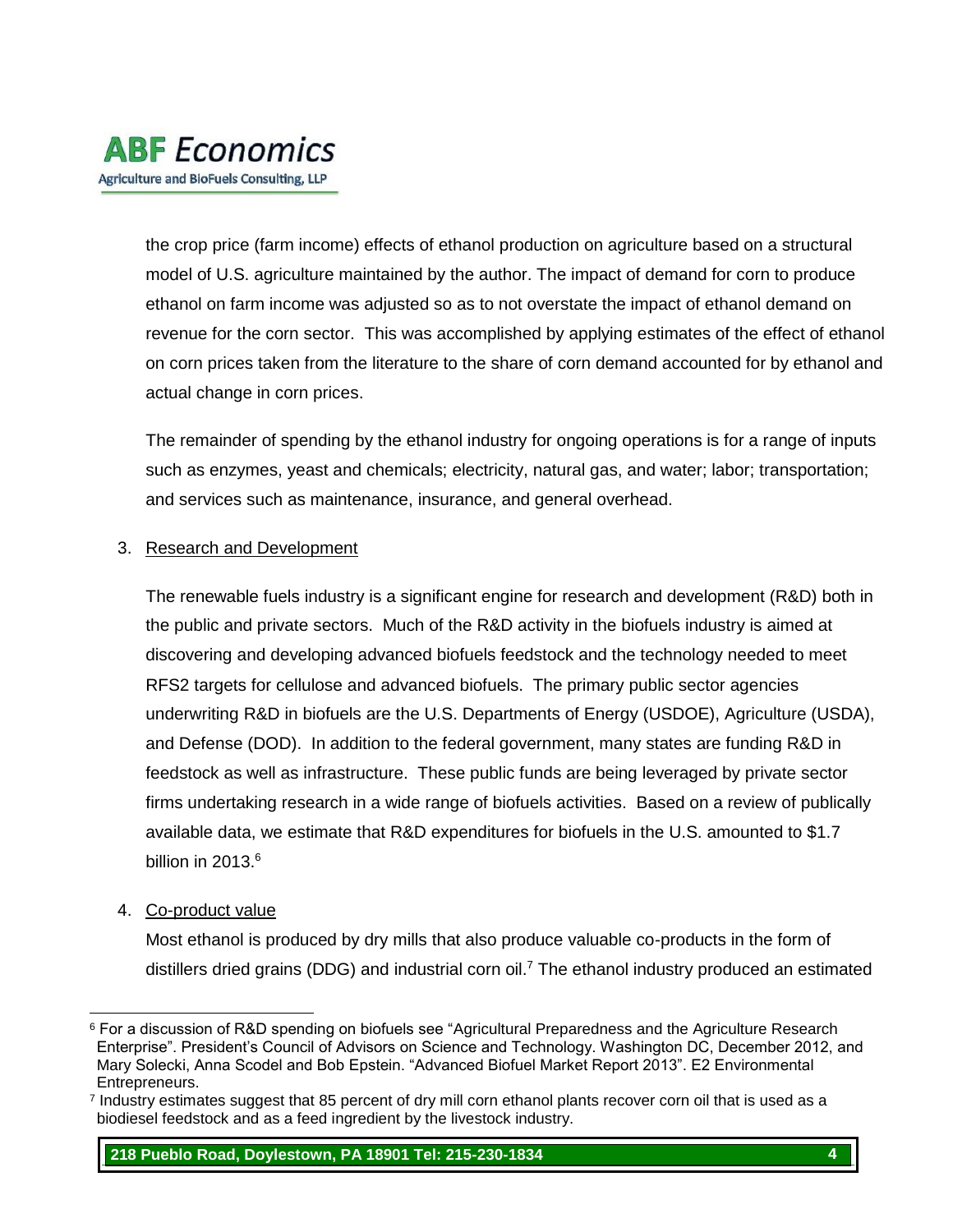the crop price (farm income) effects of ethanol production on agriculture based on a structural model of U.S. agriculture maintained by the author. The impact of demand for corn to produce ethanol on farm income was adjusted so as to not overstate the impact of ethanol demand on revenue for the corn sector. This was accomplished by applying estimates of the effect of ethanol on corn prices taken from the literature to the share of corn demand accounted for by ethanol and actual change in corn prices.

The remainder of spending by the ethanol industry for ongoing operations is for a range of inputs such as enzymes, yeast and chemicals; electricity, natural gas, and water; labor; transportation; and services such as maintenance, insurance, and general overhead.

3. Research and Development

The renewable fuels industry is a significant engine for research and development (R&D) both in the public and private sectors. Much of the R&D activity in the biofuels industry is aimed at discovering and developing advanced biofuels feedstock and the technology needed to meet RFS2 targets for cellulose and advanced biofuels. The primary public sector agencies underwriting R&D in biofuels are the U.S. Departments of Energy (USDOE), Agriculture (USDA), and Defense (DOD). In addition to the federal government, many states are funding R&D in feedstock as well as infrastructure. These public funds are being leveraged by private sector firms undertaking research in a wide range of biofuels activities. Based on a review of publically available data, we estimate that R&D expenditures for biofuels in the U.S. amounted to $1.7 billion in 2013.[6]

4. Co-product value

Most ethanol is produced by dry mills that also produce valuable co-products in the form of distillers dried grains (DDG) and industrial corn oil.[7] The ethanol industry produced an estimated

---

[6] For a discussion of R&D spending on biofuels see "Agricultural Preparedness and the Agriculture Research Enterprise". President's Council of Advisors on Science and Technology. Washington DC, December 2012, and Mary Solecki, Anna Scodel and Bob Epstein. "Advanced Biofuel Market Report 2013". E2 Environmental Entrepreneurs.

[7] Industry estimates suggest that 85 percent of dry mill corn ethanol plants recover corn oil that is used as a biodiesel feedstock and as a feed ingredient by the livestock industry.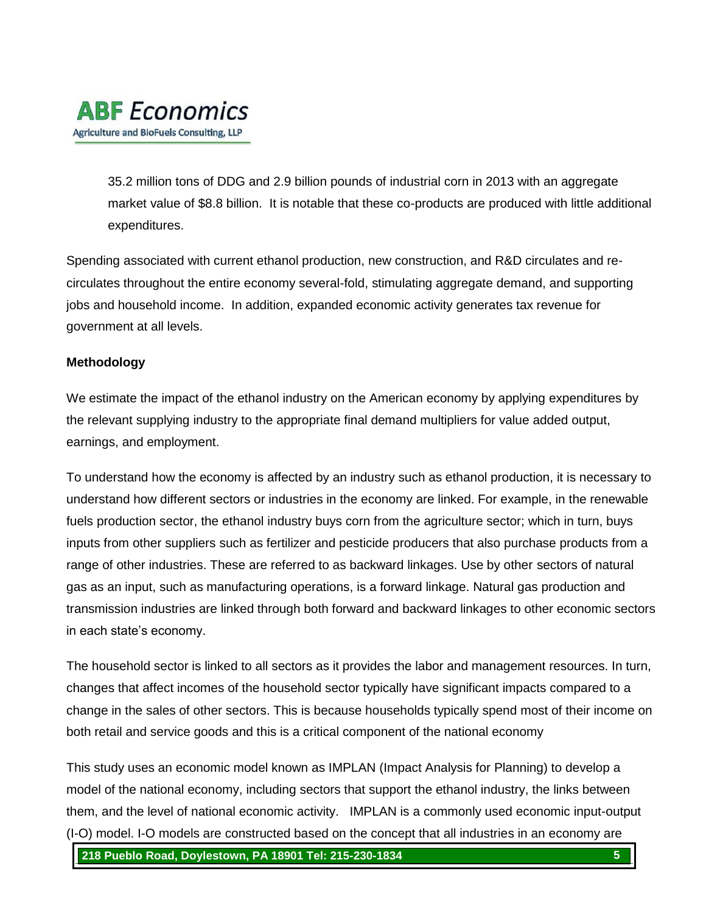35.2 million tons of DDG and 2.9 billion pounds of industrial corn in 2013 with an aggregate market value of $8.8 billion. It is notable that these co-products are produced with little additional expenditures.

Spending associated with current ethanol production, new construction, and R&D circulates and re-circulates throughout the entire economy several-fold, stimulating aggregate demand, and supporting jobs and household income. In addition, expanded economic activity generates tax revenue for government at all levels.

**Methodology**

We estimate the impact of the ethanol industry on the American economy by applying expenditures by the relevant supplying industry to the appropriate final demand multipliers for value added output, earnings, and employment.

To understand how the economy is affected by an industry such as ethanol production, it is necessary to understand how different sectors or industries in the economy are linked. For example, in the renewable fuels production sector, the ethanol industry buys corn from the agriculture sector; which in turn, buys inputs from other suppliers such as fertilizer and pesticide producers that also purchase products from a range of other industries. These are referred to as backward linkages. Use by other sectors of natural gas as an input, such as manufacturing operations, is a forward linkage. Natural gas production and transmission industries are linked through both forward and backward linkages to other economic sectors in each state's economy.

The household sector is linked to all sectors as it provides the labor and management resources. In turn, changes that affect incomes of the household sector typically have significant impacts compared to a change in the sales of other sectors. This is because households typically spend most of their income on both retail and service goods and this is a critical component of the national economy

This study uses an economic model known as IMPLAN (Impact Analysis for Planning) to develop a model of the national economy, including sectors that support the ethanol industry, the links between them, and the level of national economic activity. IMPLAN is a commonly used economic input-output (I-O) model. I-O models are constructed based on the concept that all industries in an economy are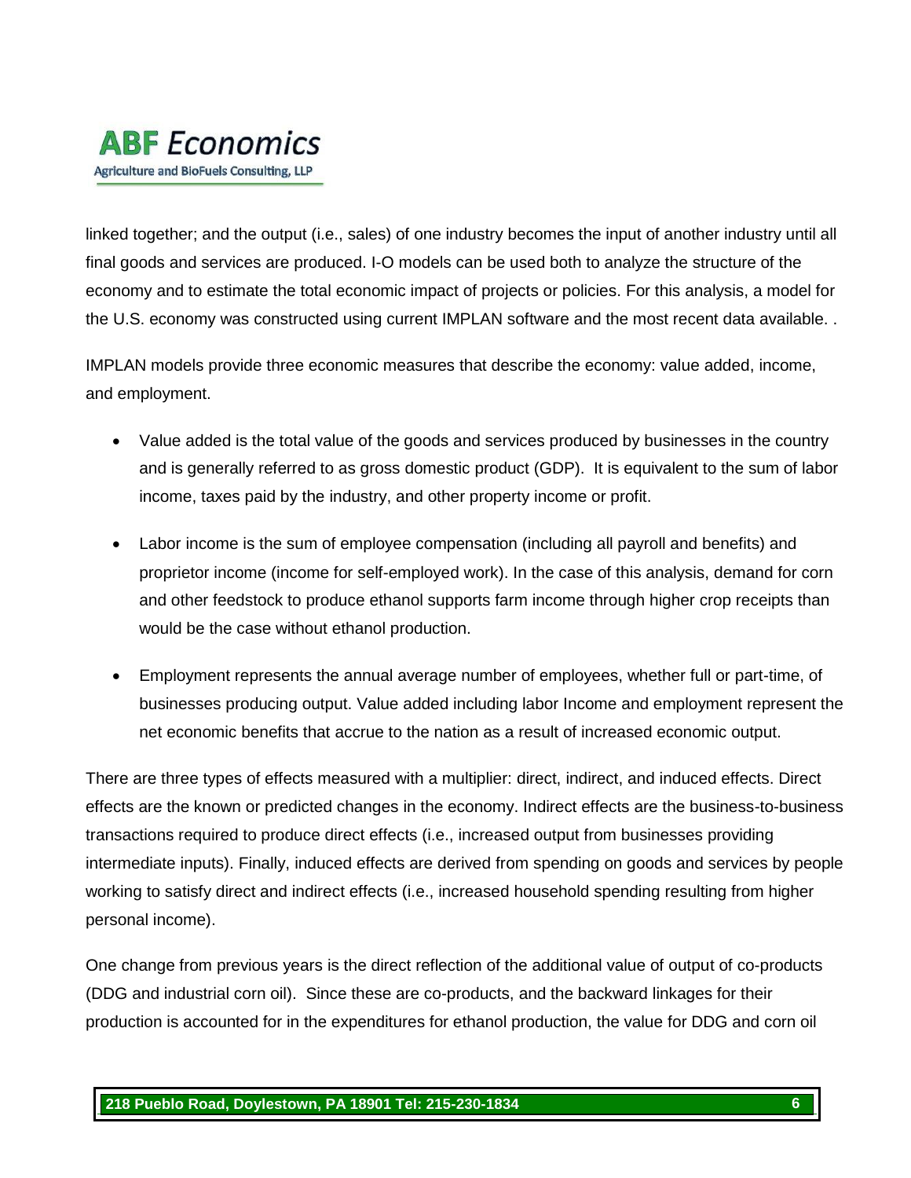linked together; and the output (i.e., sales) of one industry becomes the input of another industry until all final goods and services are produced. I-O models can be used both to analyze the structure of the economy and to estimate the total economic impact of projects or policies. For this analysis, a model for the U.S. economy was constructed using current IMPLAN software and the most recent data available. .

IMPLAN models provide three economic measures that describe the economy: value added, income, and employment.

- Value added is the total value of the goods and services produced by businesses in the country and is generally referred to as gross domestic product (GDP). It is equivalent to the sum of labor income, taxes paid by the industry, and other property income or profit.
- Labor income is the sum of employee compensation (including all payroll and benefits) and proprietor income (income for self-employed work). In the case of this analysis, demand for corn and other feedstock to produce ethanol supports farm income through higher crop receipts than would be the case without ethanol production.
- Employment represents the annual average number of employees, whether full or part-time, of businesses producing output. Value added including labor Income and employment represent the net economic benefits that accrue to the nation as a result of increased economic output.

There are three types of effects measured with a multiplier: direct, indirect, and induced effects. Direct effects are the known or predicted changes in the economy. Indirect effects are the business-to-business transactions required to produce direct effects (i.e., increased output from businesses providing intermediate inputs). Finally, induced effects are derived from spending on goods and services by people working to satisfy direct and indirect effects (i.e., increased household spending resulting from higher personal income).

One change from previous years is the direct reflection of the additional value of output of co-products (DDG and industrial corn oil). Since these are co-products, and the backward linkages for their production is accounted for in the expenditures for ethanol production, the value for DDG and corn oil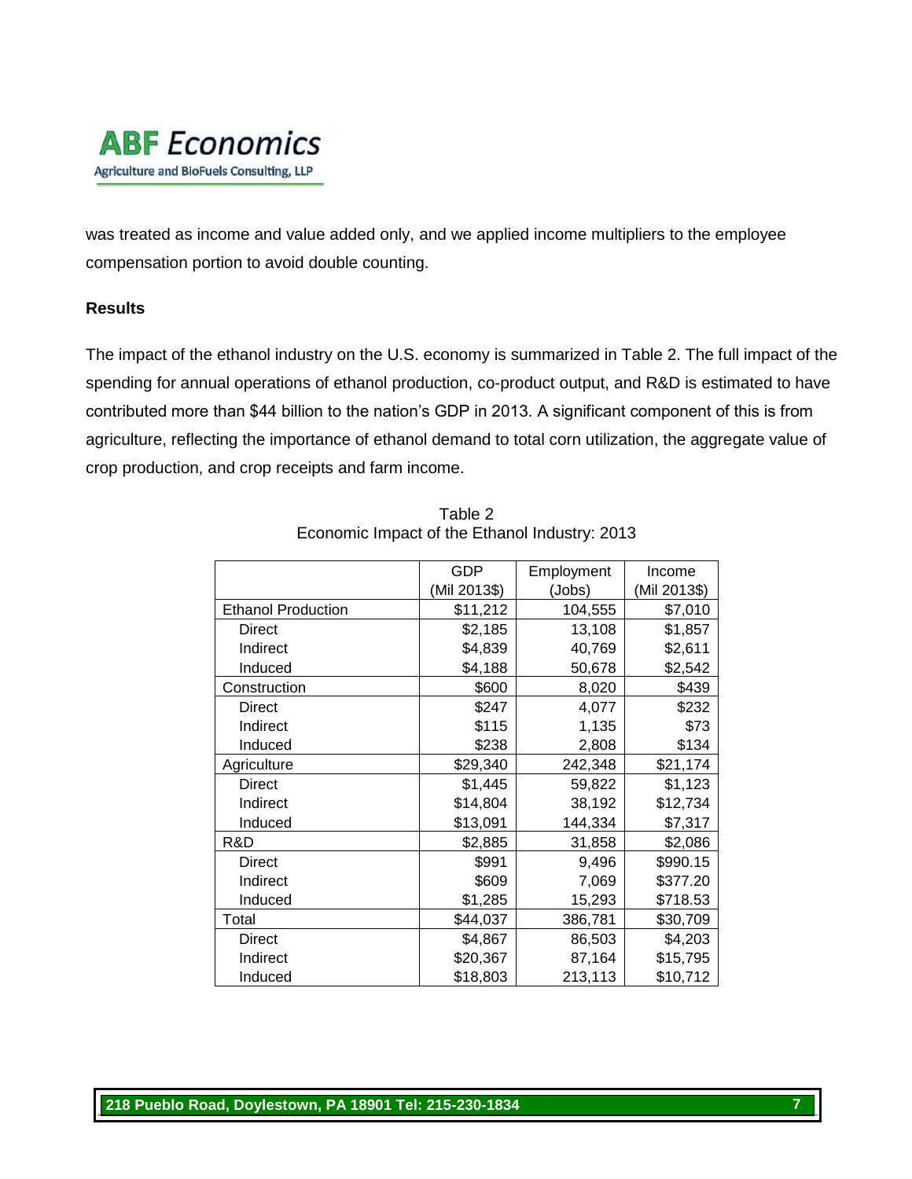was treated as income and value added only, and we applied income multipliers to the employee compensation portion to avoid double counting.

**Results**

The impact of the ethanol industry on the U.S. economy is summarized in Table 2. The full impact of the spending for annual operations of ethanol production, co-product output, and R&D is estimated to have contributed more than $44 billion to the nation's GDP in 2013. A significant component of this is from agriculture, reflecting the importance of ethanol demand to total corn utilization, the aggregate value of crop production, and crop receipts and farm income.

Table 2
Economic Impact of the Ethanol Industry: 2013

| | GDP (Mil 2013$) | Employment (Jobs) | Income (Mil 2013$) |
|---|---|---|---|
| Ethanol Production | $11,212 | 104,555 | $7,010 |
| Direct | $2,185 | 13,108 | $1,857 |
| Indirect | $4,839 | 40,769 | $2,611 |
| Induced | $4,188 | 50,678 | $2,542 |
| Construction | $600 | 8,020 | $439 |
| Direct | $247 | 4,077 | $232 |
| Indirect | $115 | 1,135 | $73 |
| Induced | $238 | 2,808 | $134 |
| Agriculture | $29,340 | 242,348 | $21,174 |
| Direct | $1,445 | 59,822 | $1,123 |
| Indirect | $14,804 | 38,192 | $12,734 |
| Induced | $13,091 | 144,334 | $7,317 |
| R&D | $2,885 | 31,858 | $2,086 |
| Direct | $991 | 9,496 | $990.15 |
| Indirect | $609 | 7,069 | $377.20 |
| Induced | $1,285 | 15,293 | $718.53 |
| Total | $44,037 | 386,781 | $30,709 |
| Direct | $4,867 | 86,503 | $4,203 |
| Indirect | $20,367 | 87,164 | $15,795 |
| Induced | $18,803 | 213,113 | $10,712 |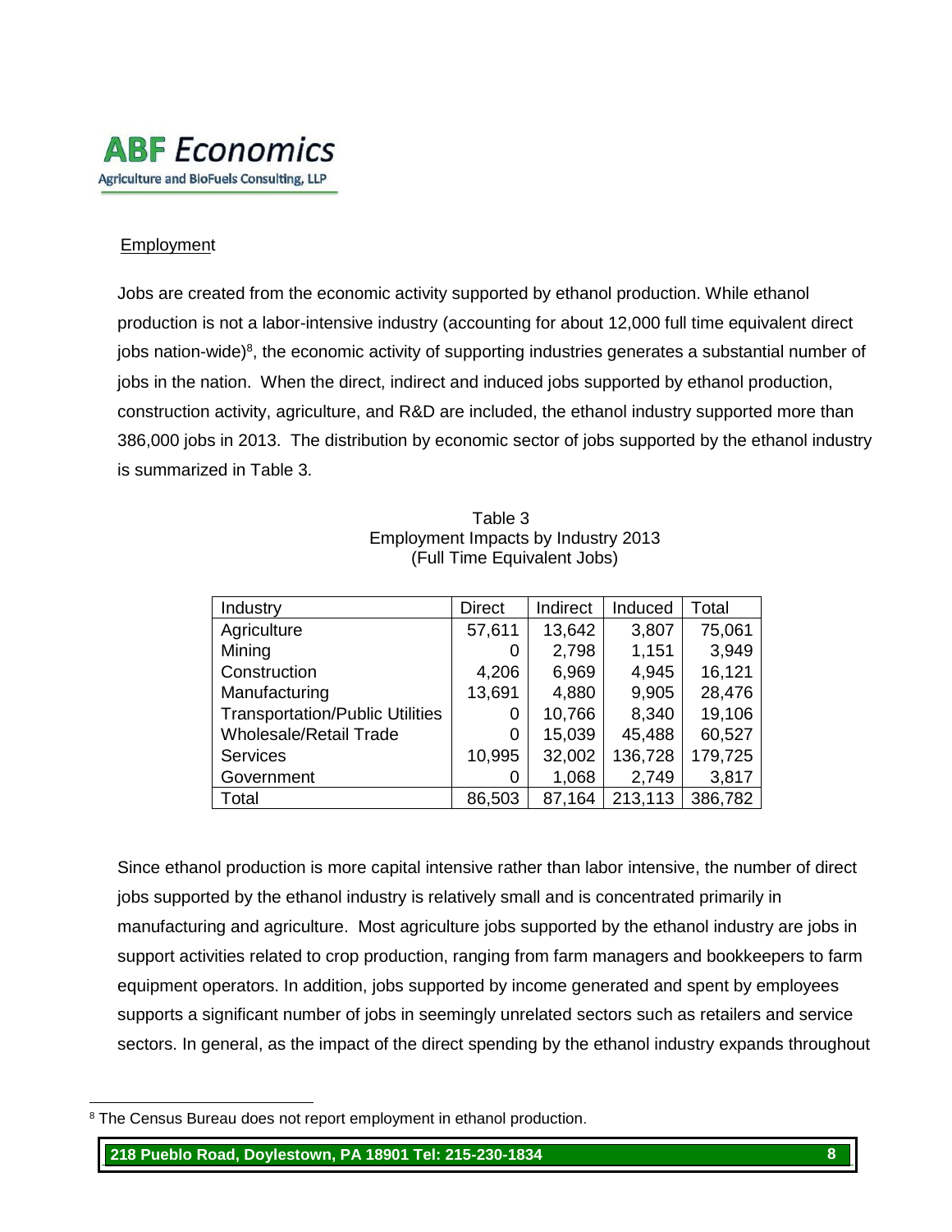## Employment

Jobs are created from the economic activity supported by ethanol production. While ethanol production is not a labor-intensive industry (accounting for about 12,000 full time equivalent direct jobs nation-wide)[8], the economic activity of supporting industries generates a substantial number of jobs in the nation. When the direct, indirect and induced jobs supported by ethanol production, construction activity, agriculture, and R&D are included, the ethanol industry supported more than 386,000 jobs in 2013. The distribution by economic sector of jobs supported by the ethanol industry is summarized in Table 3.

Table 3
Employment Impacts by Industry 2013
(Full Time Equivalent Jobs)

| Industry | Direct | Indirect | Induced | Total |
|---|---|---|---|---|
| Agriculture | 57,611 | 13,642 | 3,807 | 75,061 |
| Mining | 0 | 2,798 | 1,151 | 3,949 |
| Construction | 4,206 | 6,969 | 4,945 | 16,121 |
| Manufacturing | 13,691 | 4,880 | 9,905 | 28,476 |
| Transportation/Public Utilities | 0 | 10,766 | 8,340 | 19,106 |
| Wholesale/Retail Trade | 0 | 15,039 | 45,488 | 60,527 |
| Services | 10,995 | 32,002 | 136,728 | 179,725 |
| Government | 0 | 1,068 | 2,749 | 3,817 |
| Total | 86,503 | 87,164 | 213,113 | 386,782 |

Since ethanol production is more capital intensive rather than labor intensive, the number of direct jobs supported by the ethanol industry is relatively small and is concentrated primarily in manufacturing and agriculture. Most agriculture jobs supported by the ethanol industry are jobs in support activities related to crop production, ranging from farm managers and bookkeepers to farm equipment operators. In addition, jobs supported by income generated and spent by employees supports a significant number of jobs in seemingly unrelated sectors such as retailers and service sectors. In general, as the impact of the direct spending by the ethanol industry expands throughout

[8] The Census Bureau does not report employment in ethanol production.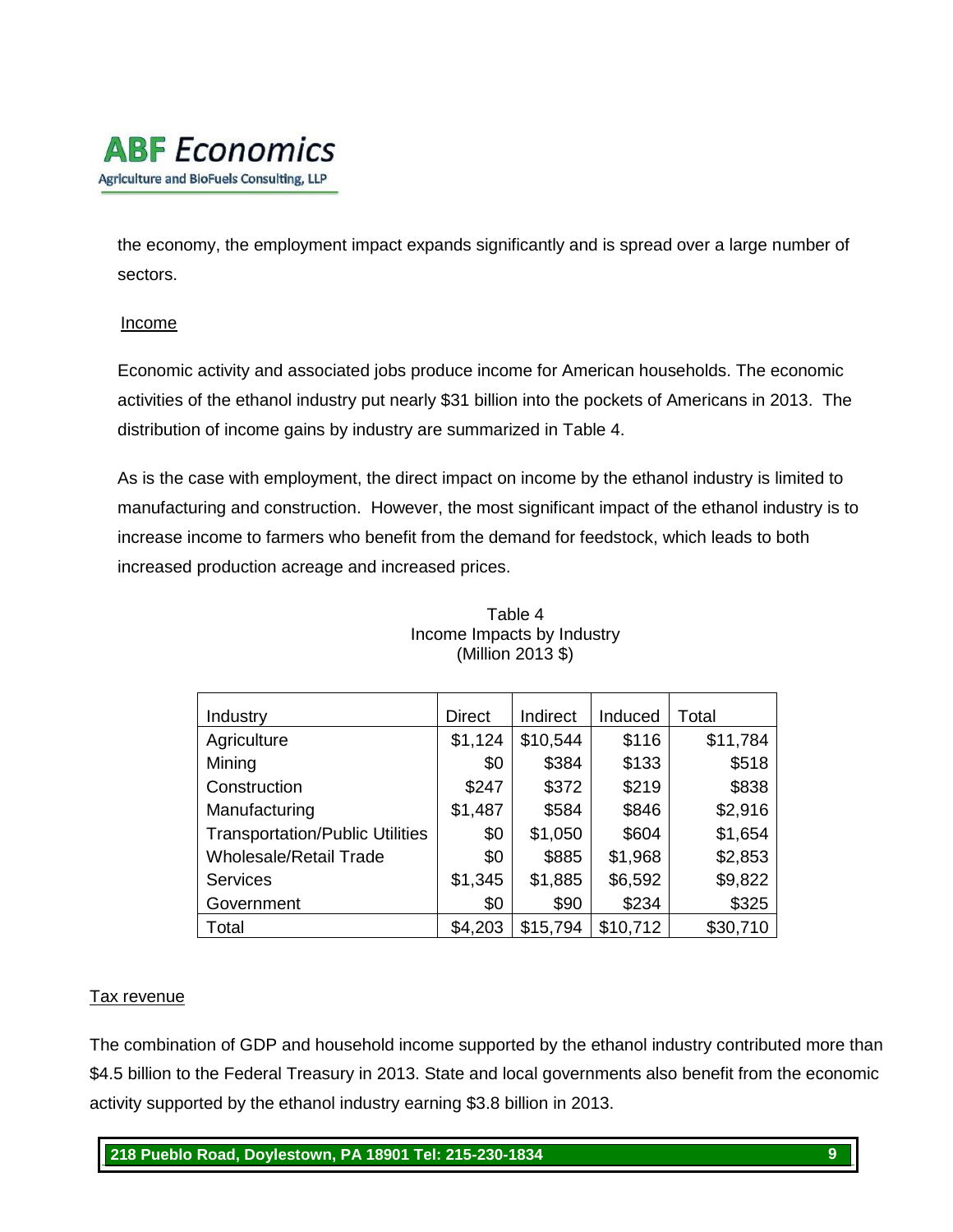the economy, the employment impact expands significantly and is spread over a large number of sectors.

Income

Economic activity and associated jobs produce income for American households. The economic activities of the ethanol industry put nearly $31 billion into the pockets of Americans in 2013. The distribution of income gains by industry are summarized in Table 4.

As is the case with employment, the direct impact on income by the ethanol industry is limited to manufacturing and construction. However, the most significant impact of the ethanol industry is to increase income to farmers who benefit from the demand for feedstock, which leads to both increased production acreage and increased prices.

Table 4
Income Impacts by Industry
(Million 2013 $)

| Industry | Direct | Indirect | Induced | Total |
|---|---|---|---|---|
| Agriculture | $1,124 | $10,544 | $116 | $11,784 |
| Mining | $0 | $384 | $133 | $518 |
| Construction | $247 | $372 | $219 | $838 |
| Manufacturing | $1,487 | $584 | $846 | $2,916 |
| Transportation/Public Utilities | $0 | $1,050 | $604 | $1,654 |
| Wholesale/Retail Trade | $0 | $885 | $1,968 | $2,853 |
| Services | $1,345 | $1,885 | $6,592 | $9,822 |
| Government | $0 | $90 | $234 | $325 |
| Total | $4,203 | $15,794 | $10,712 | $30,710 |

Tax revenue

The combination of GDP and household income supported by the ethanol industry contributed more than $4.5 billion to the Federal Treasury in 2013. State and local governments also benefit from the economic activity supported by the ethanol industry earning $3.8 billion in 2013.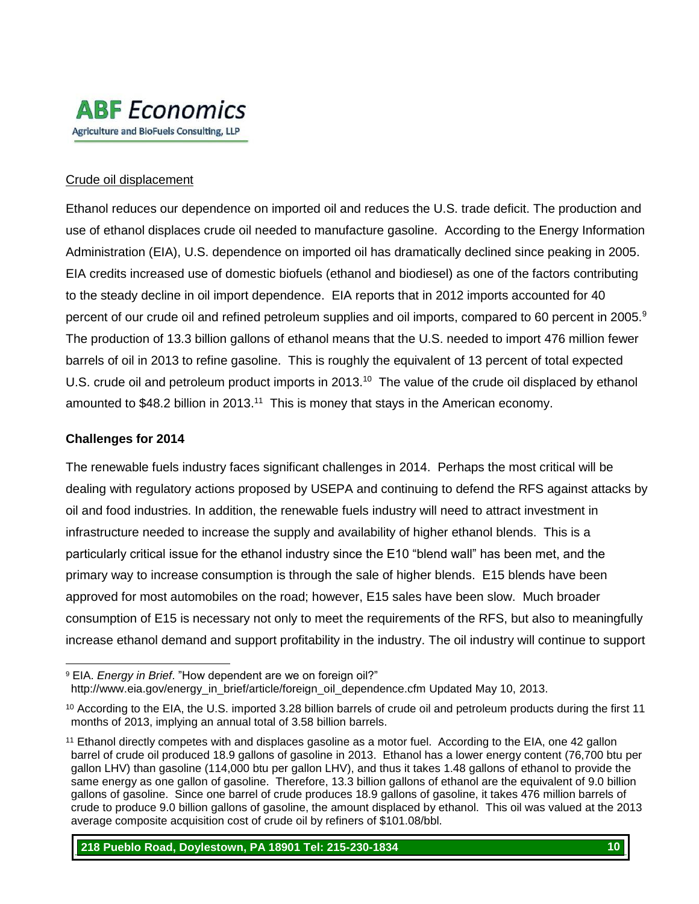Crude oil displacement

Ethanol reduces our dependence on imported oil and reduces the U.S. trade deficit. The production and use of ethanol displaces crude oil needed to manufacture gasoline. According to the Energy Information Administration (EIA), U.S. dependence on imported oil has dramatically declined since peaking in 2005. EIA credits increased use of domestic biofuels (ethanol and biodiesel) as one of the factors contributing to the steady decline in oil import dependence. EIA reports that in 2012 imports accounted for 40 percent of our crude oil and refined petroleum supplies and oil imports, compared to 60 percent in 2005.[9] The production of 13.3 billion gallons of ethanol means that the U.S. needed to import 476 million fewer barrels of oil in 2013 to refine gasoline. This is roughly the equivalent of 13 percent of total expected U.S. crude oil and petroleum product imports in 2013.[10] The value of the crude oil displaced by ethanol amounted to $48.2 billion in 2013.[11] This is money that stays in the American economy.

**Challenges for 2014**

The renewable fuels industry faces significant challenges in 2014. Perhaps the most critical will be dealing with regulatory actions proposed by USEPA and continuing to defend the RFS against attacks by oil and food industries. In addition, the renewable fuels industry will need to attract investment in infrastructure needed to increase the supply and availability of higher ethanol blends. This is a particularly critical issue for the ethanol industry since the E10 "blend wall" has been met, and the primary way to increase consumption is through the sale of higher blends. E15 blends have been approved for most automobiles on the road; however, E15 sales have been slow. Much broader consumption of E15 is necessary not only to meet the requirements of the RFS, but also to meaningfully increase ethanol demand and support profitability in the industry. The oil industry will continue to support

---

[9] EIA. *Energy in Brief*. "How dependent are we on foreign oil?" http://www.eia.gov/energy_in_brief/article/foreign_oil_dependence.cfm Updated May 10, 2013.

[10] According to the EIA, the U.S. imported 3.28 billion barrels of crude oil and petroleum products during the first 11 months of 2013, implying an annual total of 3.58 billion barrels.

[11] Ethanol directly competes with and displaces gasoline as a motor fuel. According to the EIA, one 42 gallon barrel of crude oil produced 18.9 gallons of gasoline in 2013. Ethanol has a lower energy content (76,700 btu per gallon LHV) than gasoline (114,000 btu per gallon LHV), and thus it takes 1.48 gallons of ethanol to provide the same energy as one gallon of gasoline. Therefore, 13.3 billion gallons of ethanol are the equivalent of 9.0 billion gallons of gasoline. Since one barrel of crude produces 18.9 gallons of gasoline, it takes 476 million barrels of crude to produce 9.0 billion gallons of gasoline, the amount displaced by ethanol. This oil was valued at the 2013 average composite acquisition cost of crude oil by refiners of $101.08/bbl.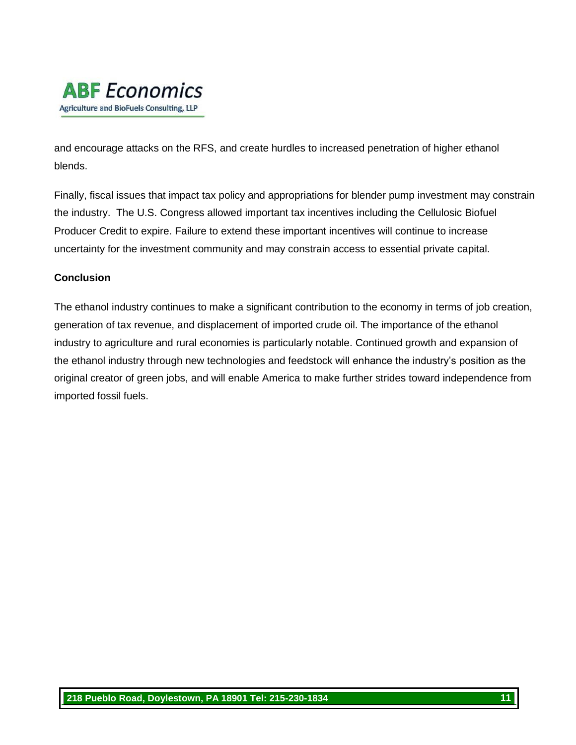and encourage attacks on the RFS, and create hurdles to increased penetration of higher ethanol blends.

Finally, fiscal issues that impact tax policy and appropriations for blender pump investment may constrain the industry. The U.S. Congress allowed important tax incentives including the Cellulosic Biofuel Producer Credit to expire. Failure to extend these important incentives will continue to increase uncertainty for the investment community and may constrain access to essential private capital.

**Conclusion**

The ethanol industry continues to make a significant contribution to the economy in terms of job creation, generation of tax revenue, and displacement of imported crude oil. The importance of the ethanol industry to agriculture and rural economies is particularly notable. Continued growth and expansion of the ethanol industry through new technologies and feedstock will enhance the industry's position as the original creator of green jobs, and will enable America to make further strides toward independence from imported fossil fuels.